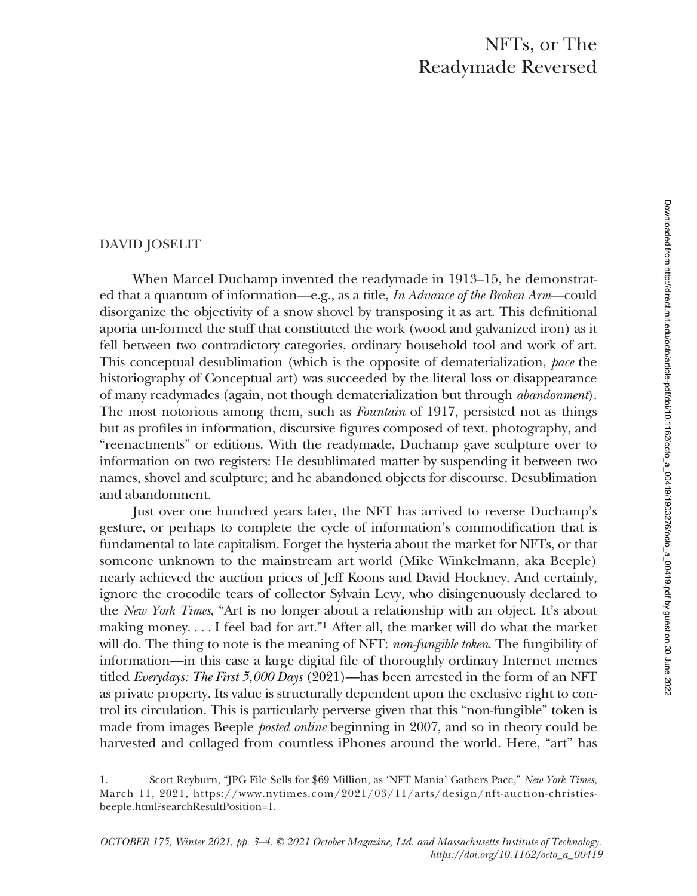# NFTs, or The Readymade Reversed

DAVID JOSELIT

When Marcel Duchamp invented the readymade in 1913–15, he demonstrated that a quantum of information—e.g., as a title, *In Advance of the Broken Arm*—could disorganize the objectivity of a snow shovel by transposing it as art. This definitional aporia un-formed the stuff that constituted the work (wood and galvanized iron) as it fell between two contradictory categories, ordinary household tool and work of art. This conceptual desublimation (which is the opposite of dematerialization, *pace* the historiography of Conceptual art) was succeeded by the literal loss or disappearance of many readymades (again, not though dematerialization but through *abandonment*). The most notorious among them, such as *Fountain* of 1917, persisted not as things but as profiles in information, discursive figures composed of text, photography, and "reenactments" or editions. With the readymade, Duchamp gave sculpture over to information on two registers: He desublimated matter by suspending it between two names, shovel and sculpture; and he abandoned objects for discourse. Desublimation and abandonment.

Just over one hundred years later, the NFT has arrived to reverse Duchamp's gesture, or perhaps to complete the cycle of information's commodification that is fundamental to late capitalism. Forget the hysteria about the market for NFTs, or that someone unknown to the mainstream art world (Mike Winkelmann, aka Beeple) nearly achieved the auction prices of Jeff Koons and David Hockney. And certainly, ignore the crocodile tears of collector Sylvain Levy, who disingenuously declared to the *New York Times*, "Art is no longer about a relationship with an object. It's about making money. . . . I feel bad for art."[1] After all, the market will do what the market will do. The thing to note is the meaning of NFT: *non-fungible token*. The fungibility of information—in this case a large digital file of thoroughly ordinary Internet memes titled *Everydays: The First 5,000 Days* (2021)—has been arrested in the form of an NFT as private property. Its value is structurally dependent upon the exclusive right to control its circulation. This is particularly perverse given that this "non-fungible" token is made from images Beeple *posted online* beginning in 2007, and so in theory could be harvested and collaged from countless iPhones around the world. Here, "art" has

1. Scott Reyburn, "JPG File Sells for $69 Million, as 'NFT Mania' Gathers Pace," *New York Times*, March 11, 2021, https://www.nytimes.com/2021/03/11/arts/design/nft-auction-christies-beeple.html?searchResultPosition=1.

*OCTOBER 175, Winter 2021, pp. 3–4. © 2021 October Magazine, Ltd. and Massachusetts Institute of Technology. https://doi.org/10.1162/octo_a_00419*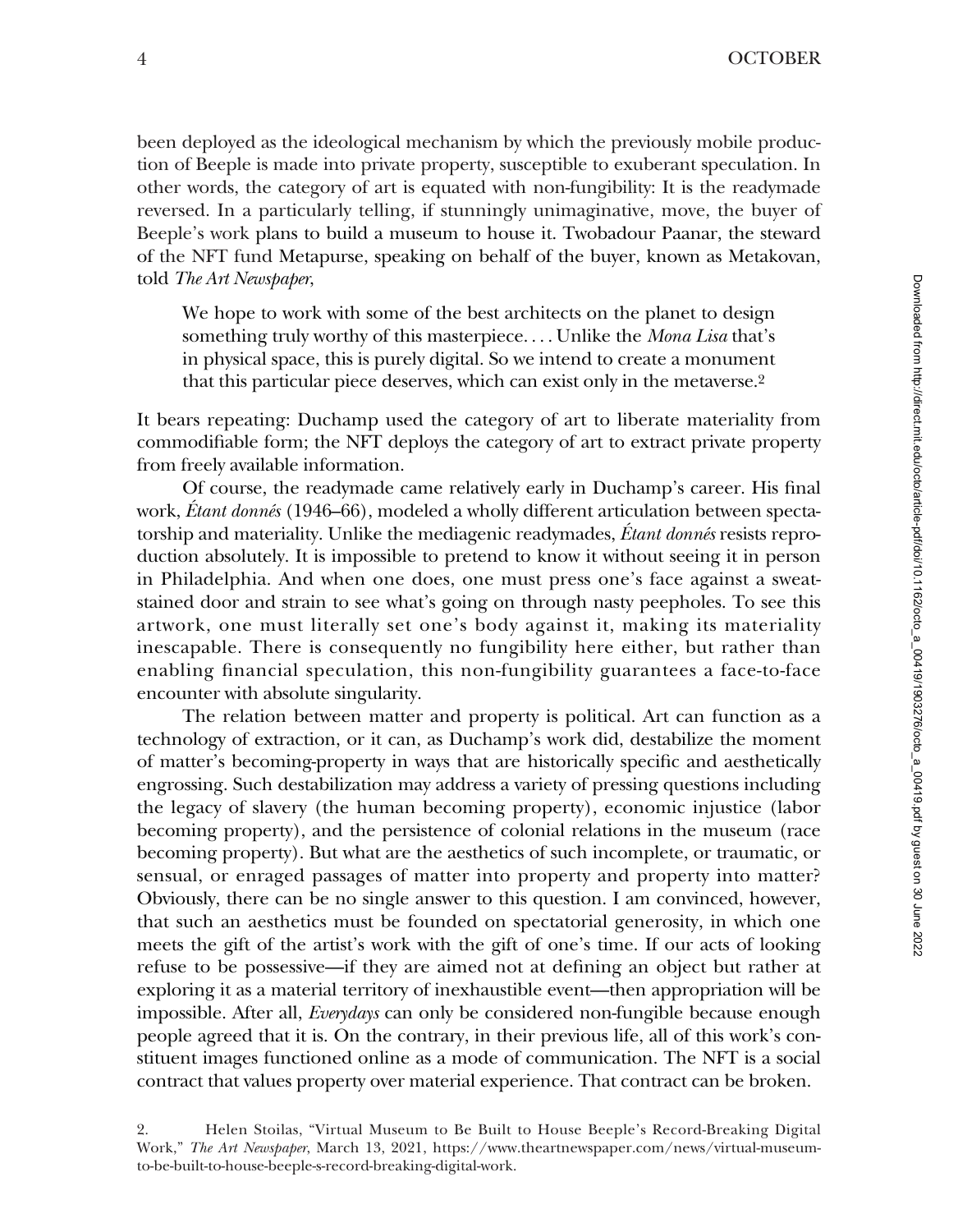been deployed as the ideological mechanism by which the previously mobile production of Beeple is made into private property, susceptible to exuberant speculation. In other words, the category of art is equated with non-fungibility: It is the readymade reversed. In a particularly telling, if stunningly unimaginative, move, the buyer of Beeple's work plans to build a museum to house it. Twobadour Paanar, the steward of the NFT fund Metapurse, speaking on behalf of the buyer, known as Metakovan, told *The Art Newspaper*,

> We hope to work with some of the best architects on the planet to design something truly worthy of this masterpiece. . . . Unlike the *Mona Lisa* that's in physical space, this is purely digital. So we intend to create a monument that this particular piece deserves, which can exist only in the metaverse.[2]

It bears repeating: Duchamp used the category of art to liberate materiality from commodifiable form; the NFT deploys the category of art to extract private property from freely available information.

Of course, the readymade came relatively early in Duchamp's career. His final work, *Étant donnés* (1946–66), modeled a wholly different articulation between spectatorship and materiality. Unlike the mediagenic readymades, *Étant donnés* resists reproduction absolutely. It is impossible to pretend to know it without seeing it in person in Philadelphia. And when one does, one must press one's face against a sweat-stained door and strain to see what's going on through nasty peepholes. To see this artwork, one must literally set one's body against it, making its materiality inescapable. There is consequently no fungibility here either, but rather than enabling financial speculation, this non-fungibility guarantees a face-to-face encounter with absolute singularity.

The relation between matter and property is political. Art can function as a technology of extraction, or it can, as Duchamp's work did, destabilize the moment of matter's becoming-property in ways that are historically specific and aesthetically engrossing. Such destabilization may address a variety of pressing questions including the legacy of slavery (the human becoming property), economic injustice (labor becoming property), and the persistence of colonial relations in the museum (race becoming property). But what are the aesthetics of such incomplete, or traumatic, or sensual, or enraged passages of matter into property and property into matter? Obviously, there can be no single answer to this question. I am convinced, however, that such an aesthetics must be founded on spectatorial generosity, in which one meets the gift of the artist's work with the gift of one's time. If our acts of looking refuse to be possessive—if they are aimed not at defining an object but rather at exploring it as a material territory of inexhaustible event—then appropriation will be impossible. After all, *Everydays* can only be considered non-fungible because enough people agreed that it is. On the contrary, in their previous life, all of this work's constituent images functioned online as a mode of communication. The NFT is a social contract that values property over material experience. That contract can be broken.

2. Helen Stoilas, "Virtual Museum to Be Built to House Beeple's Record-Breaking Digital Work," *The Art Newspaper*, March 13, 2021, https://www.theartnewspaper.com/news/virtual-museum-to-be-built-to-house-beeple-s-record-breaking-digital-work.